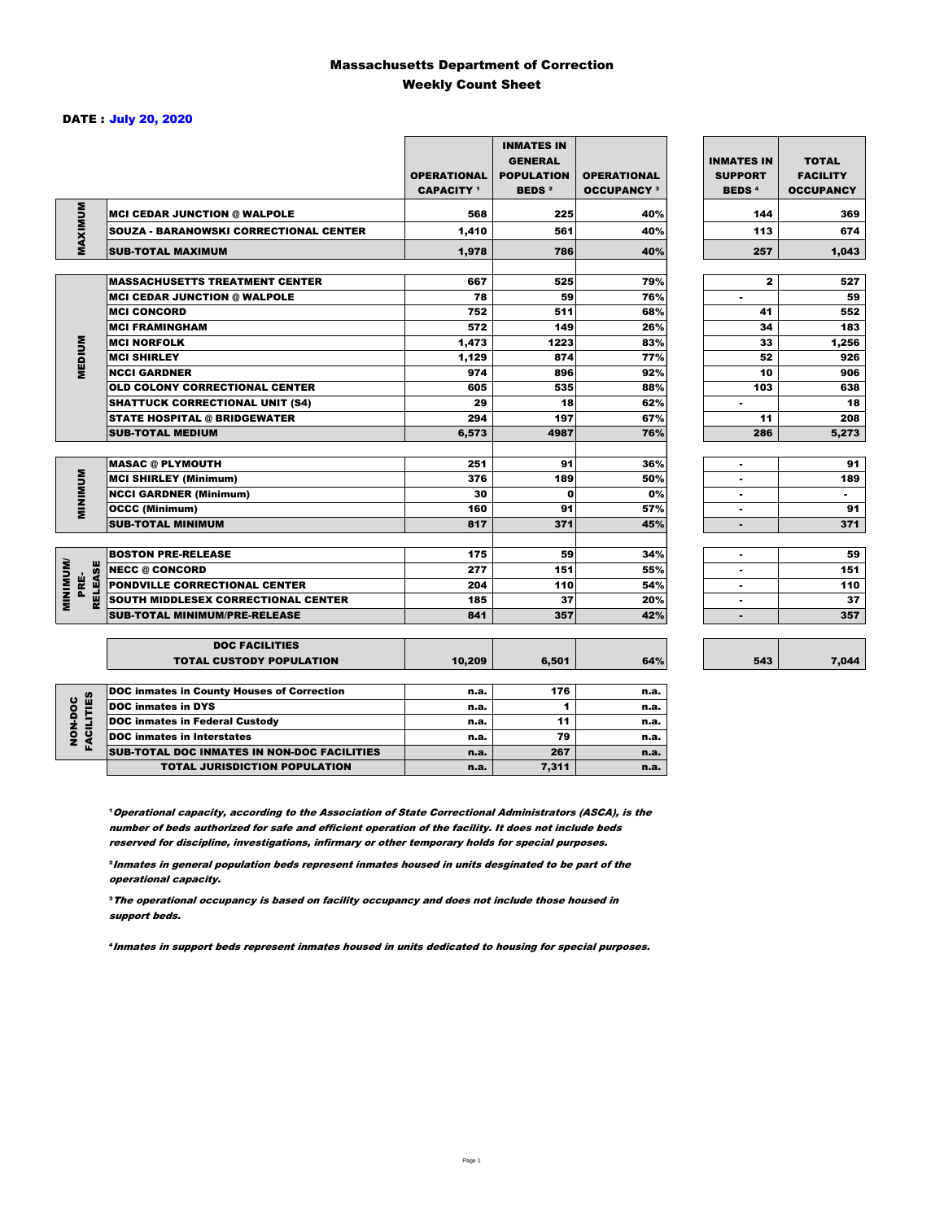# Massachusetts Department of Correction
## Weekly Count Sheet

**DATE : July 20, 2020**

| | | OPERATIONAL CAPACITY [1] | INMATES IN GENERAL POPULATION BEDS [2] | OPERATIONAL OCCUPANCY [3] | INMATES IN SUPPORT BEDS [4] | TOTAL FACILITY OCCUPANCY |
|---|---|---|---|---|---|---|
| MAXIMUM | MCI CEDAR JUNCTION @ WALPOLE | 568 | 225 | 40% | 144 | 369 |
| | SOUZA - BARANOWSKI CORRECTIONAL CENTER | 1,410 | 561 | 40% | 113 | 674 |
| | SUB-TOTAL MAXIMUM | 1,978 | 786 | 40% | 257 | 1,043 |
| MEDIUM | MASSACHUSETTS TREATMENT CENTER | 667 | 525 | 79% | 2 | 527 |
| | MCI CEDAR JUNCTION @ WALPOLE | 78 | 59 | 76% | - | 59 |
| | MCI CONCORD | 752 | 511 | 68% | 41 | 552 |
| | MCI FRAMINGHAM | 572 | 149 | 26% | 34 | 183 |
| | MCI NORFOLK | 1,473 | 1223 | 83% | 33 | 1,256 |
| | MCI SHIRLEY | 1,129 | 874 | 77% | 52 | 926 |
| | NCCI GARDNER | 974 | 896 | 92% | 10 | 906 |
| | OLD COLONY CORRECTIONAL CENTER | 605 | 535 | 88% | 103 | 638 |
| | SHATTUCK CORRECTIONAL UNIT (S4) | 29 | 18 | 62% | - | 18 |
| | STATE HOSPITAL @ BRIDGEWATER | 294 | 197 | 67% | 11 | 208 |
| | SUB-TOTAL MEDIUM | 6,573 | 4987 | 76% | 286 | 5,273 |
| MINIMUM | MASAC @ PLYMOUTH | 251 | 91 | 36% | - | 91 |
| | MCI SHIRLEY (Minimum) | 376 | 189 | 50% | - | 189 |
| | NCCI GARDNER (Minimum) | 30 | 0 | 0% | - | - |
| | OCCC (Minimum) | 160 | 91 | 57% | - | 91 |
| | SUB-TOTAL MINIMUM | 817 | 371 | 45% | - | 371 |
| MINIMUM/ PRE-RELEASE | BOSTON PRE-RELEASE | 175 | 59 | 34% | - | 59 |
| | NECC @ CONCORD | 277 | 151 | 55% | - | 151 |
| | PONDVILLE CORRECTIONAL CENTER | 204 | 110 | 54% | - | 110 |
| | SOUTH MIDDLESEX CORRECTIONAL CENTER | 185 | 37 | 20% | - | 37 |
| | SUB-TOTAL MINIMUM/PRE-RELEASE | 841 | 357 | 42% | - | 357 |
| | DOC FACILITIES TOTAL CUSTODY POPULATION | 10,209 | 6,501 | 64% | 543 | 7,044 |
| NON-DOC FACILITIES | DOC inmates in County Houses of Correction | n.a. | 176 | n.a. | | |
| | DOC inmates in DYS | n.a. | 1 | n.a. | | |
| | DOC inmates in Federal Custody | n.a. | 11 | n.a. | | |
| | DOC inmates in Interstates | n.a. | 79 | n.a. | | |
| | SUB-TOTAL DOC INMATES IN NON-DOC FACILITIES | n.a. | 267 | n.a. | | |
| | TOTAL JURISDICTION POPULATION | n.a. | 7,311 | n.a. | | |

[1] *Operational capacity, according to the Association of State Correctional Administrators (ASCA), is the number of beds authorized for safe and efficient operation of the facility. It does not include beds reserved for discipline, investigations, infirmary or other temporary holds for special purposes.*

[2] *Inmates in general population beds represent inmates housed in units desginated to be part of the operational capacity.*

[3] *The operational occupancy is based on facility occupancy and does not include those housed in support beds.*

[4] *Inmates in support beds represent inmates housed in units dedicated to housing for special purposes.*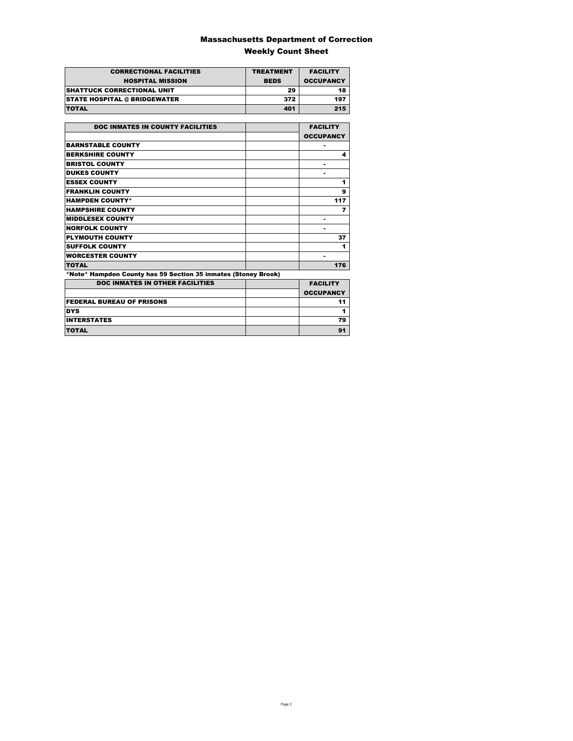# Massachusetts Department of Correction

## Weekly Count Sheet

| CORRECTIONAL FACILITIES HOSPITAL MISSION | TREATMENT BEDS | FACILITY OCCUPANCY |
|---|---|---|
| SHATTUCK CORRECTIONAL UNIT | 29 | 18 |
| STATE HOSPITAL @ BRIDGEWATER | 372 | 197 |
| TOTAL | 401 | 215 |

| DOC INMATES IN COUNTY FACILITIES | | FACILITY OCCUPANCY |
|---|---|---|
| BARNSTABLE COUNTY | | - |
| BERKSHIRE COUNTY | | 4 |
| BRISTOL COUNTY | | - |
| DUKES COUNTY | | - |
| ESSEX COUNTY | | 1 |
| FRANKLIN COUNTY | | 9 |
| HAMPDEN COUNTY* | | 117 |
| HAMPSHIRE COUNTY | | 7 |
| MIDDLESEX COUNTY | | - |
| NORFOLK COUNTY | | - |
| PLYMOUTH COUNTY | | 37 |
| SUFFOLK COUNTY | | 1 |
| WORCESTER COUNTY | | - |
| TOTAL | | 176 |

*Note* Hampden County has 59 Section 35 inmates (Stoney Brook)

| DOC INMATES IN OTHER FACILITIES | | FACILITY OCCUPANCY |
|---|---|---|
| FEDERAL BUREAU OF PRISONS | | 11 |
| DYS | | 1 |
| INTERSTATES | | 79 |
| TOTAL | | 91 |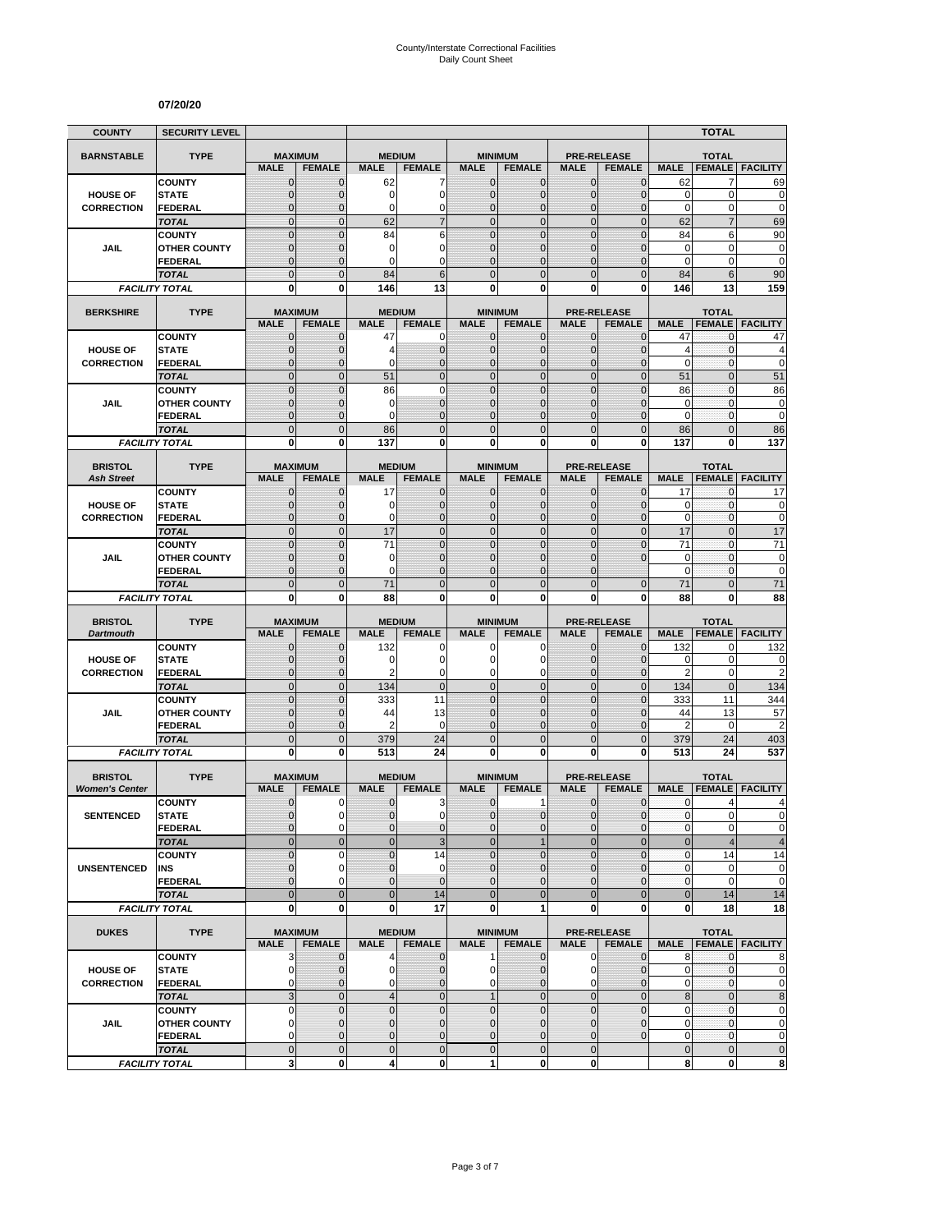# County/Interstate Correctional Facilities
# Daily Count Sheet

**07/20/20**

| COUNTY | SECURITY LEVEL | | | | | | | | | | TOTAL | |
|---|---|---|---|---|---|---|---|---|---|---|---|---|
| **BARNSTABLE** | **TYPE** | **MAXIMUM** | | **MEDIUM** | | **MINIMUM** | | **PRE-RELEASE** | | **TOTAL** | | |
| | | **MALE** | **FEMALE** | **MALE** | **FEMALE** | **MALE** | **FEMALE** | **MALE** | **FEMALE** | **MALE** | **FEMALE** | **FACILITY** |
| **HOUSE OF CORRECTION** | COUNTY | 0 | 0 | 62 | 7 | 0 | 0 | 0 | 0 | 62 | 7 | 69 |
| | STATE | 0 | 0 | 0 | 0 | 0 | 0 | 0 | 0 | 0 | 0 | 0 |
| | FEDERAL | 0 | 0 | 0 | 0 | 0 | 0 | 0 | 0 | 0 | 0 | 0 |
| | TOTAL | 0 | 0 | 62 | 7 | 0 | 0 | 0 | 0 | 62 | 7 | 69 |
| **JAIL** | COUNTY | 0 | 0 | 84 | 6 | 0 | 0 | 0 | 0 | 84 | 6 | 90 |
| | OTHER COUNTY | 0 | 0 | 0 | 0 | 0 | 0 | 0 | 0 | 0 | 0 | 0 |
| | FEDERAL | 0 | 0 | 0 | 0 | 0 | 0 | 0 | 0 | 0 | 0 | 0 |
| | TOTAL | 0 | 0 | 84 | 6 | 0 | 0 | 0 | 0 | 84 | 6 | 90 |
| **FACILITY TOTAL** | | 0 | 0 | 146 | 13 | 0 | 0 | 0 | 0 | 146 | 13 | 159 |

| BERKSHIRE | TYPE | MAXIMUM | | MEDIUM | | MINIMUM | | PRE-RELEASE | | TOTAL | | |
|---|---|---|---|---|---|---|---|---|---|---|---|---|
| | | **MALE** | **FEMALE** | **MALE** | **FEMALE** | **MALE** | **FEMALE** | **MALE** | **FEMALE** | **MALE** | **FEMALE** | **FACILITY** |
| **HOUSE OF CORRECTION** | COUNTY | 0 | 0 | 47 | 0 | 0 | 0 | 0 | 0 | 47 | 0 | 47 |
| | STATE | 0 | 0 | 4 | 0 | 0 | 0 | 0 | 0 | 4 | 0 | 4 |
| | FEDERAL | 0 | 0 | 0 | 0 | 0 | 0 | 0 | 0 | 0 | 0 | 0 |
| | TOTAL | 0 | 0 | 51 | 0 | 0 | 0 | 0 | 0 | 51 | 0 | 51 |
| **JAIL** | COUNTY | 0 | 0 | 86 | 0 | 0 | 0 | 0 | 0 | 86 | 0 | 86 |
| | OTHER COUNTY | 0 | 0 | 0 | 0 | 0 | 0 | 0 | 0 | 0 | 0 | 0 |
| | FEDERAL | 0 | 0 | 0 | 0 | 0 | 0 | 0 | 0 | 0 | 0 | 0 |
| | TOTAL | 0 | 0 | 86 | 0 | 0 | 0 | 0 | 0 | 86 | 0 | 86 |
| **FACILITY TOTAL** | | 0 | 0 | 137 | 0 | 0 | 0 | 0 | 0 | 137 | 0 | 137 |

| BRISTOL *Ash Street* | TYPE | MAXIMUM | | MEDIUM | | MINIMUM | | PRE-RELEASE | | TOTAL | | |
|---|---|---|---|---|---|---|---|---|---|---|---|---|
| | | **MALE** | **FEMALE** | **MALE** | **FEMALE** | **MALE** | **FEMALE** | **MALE** | **FEMALE** | **MALE** | **FEMALE** | **FACILITY** |
| **HOUSE OF CORRECTION** | COUNTY | 0 | 0 | 17 | 0 | 0 | 0 | 0 | 0 | 17 | 0 | 17 |
| | STATE | 0 | 0 | 0 | 0 | 0 | 0 | 0 | 0 | 0 | 0 | 0 |
| | FEDERAL | 0 | 0 | 0 | 0 | 0 | 0 | 0 | 0 | 0 | 0 | 0 |
| | TOTAL | 0 | 0 | 17 | 0 | 0 | 0 | 0 | 0 | 17 | 0 | 17 |
| **JAIL** | COUNTY | 0 | 0 | 71 | 0 | 0 | 0 | 0 | 0 | 71 | 0 | 71 |
| | OTHER COUNTY | 0 | 0 | 0 | 0 | 0 | 0 | 0 | 0 | 0 | 0 | 0 |
| | FEDERAL | 0 | 0 | 0 | 0 | 0 | 0 | 0 | | 0 | 0 | 0 |
| | TOTAL | 0 | 0 | 71 | 0 | 0 | 0 | 0 | 0 | 71 | 0 | 71 |
| **FACILITY TOTAL** | | 0 | 0 | 88 | 0 | 0 | 0 | 0 | 0 | 88 | 0 | 88 |

| BRISTOL *Dartmouth* | TYPE | MAXIMUM | | MEDIUM | | MINIMUM | | PRE-RELEASE | | TOTAL | | |
|---|---|---|---|---|---|---|---|---|---|---|---|---|
| | | **MALE** | **FEMALE** | **MALE** | **FEMALE** | **MALE** | **FEMALE** | **MALE** | **FEMALE** | **MALE** | **FEMALE** | **FACILITY** |
| **HOUSE OF CORRECTION** | COUNTY | 0 | 0 | 132 | 0 | 0 | 0 | 0 | 0 | 132 | 0 | 132 |
| | STATE | 0 | 0 | 0 | 0 | 0 | 0 | 0 | 0 | 0 | 0 | 0 |
| | FEDERAL | 0 | 0 | 2 | 0 | 0 | 0 | 0 | 0 | 2 | 0 | 2 |
| | TOTAL | 0 | 0 | 134 | 0 | 0 | 0 | 0 | 0 | 134 | 0 | 134 |
| **JAIL** | COUNTY | 0 | 0 | 333 | 11 | 0 | 0 | 0 | 0 | 333 | 11 | 344 |
| | OTHER COUNTY | 0 | 0 | 44 | 13 | 0 | 0 | 0 | 0 | 44 | 13 | 57 |
| | FEDERAL | 0 | 0 | 2 | 0 | 0 | 0 | 0 | 0 | 2 | 0 | 2 |
| | TOTAL | 0 | 0 | 379 | 24 | 0 | 0 | 0 | 0 | 379 | 24 | 403 |
| **FACILITY TOTAL** | | 0 | 0 | 513 | 24 | 0 | 0 | 0 | 0 | 513 | 24 | 537 |

| BRISTOL *Women's Center* | TYPE | MAXIMUM | | MEDIUM | | MINIMUM | | PRE-RELEASE | | TOTAL | | |
|---|---|---|---|---|---|---|---|---|---|---|---|---|
| | | **MALE** | **FEMALE** | **MALE** | **FEMALE** | **MALE** | **FEMALE** | **MALE** | **FEMALE** | **MALE** | **FEMALE** | **FACILITY** |
| **SENTENCED** | COUNTY | 0 | 0 | 0 | 3 | 0 | 1 | 0 | 0 | 0 | 4 | 4 |
| | STATE | 0 | 0 | 0 | 0 | 0 | 0 | 0 | 0 | 0 | 0 | 0 |
| | FEDERAL | 0 | 0 | 0 | 0 | 0 | 0 | 0 | 0 | 0 | 0 | 0 |
| | TOTAL | 0 | 0 | 0 | 3 | 0 | 1 | 0 | 0 | 0 | 4 | 4 |
| **UNSENTENCED** | COUNTY | 0 | 0 | 0 | 14 | 0 | 0 | 0 | 0 | 0 | 14 | 14 |
| | INS | 0 | 0 | 0 | 0 | 0 | 0 | 0 | 0 | 0 | 0 | 0 |
| | FEDERAL | 0 | 0 | 0 | 0 | 0 | 0 | 0 | 0 | 0 | 0 | 0 |
| | TOTAL | 0 | 0 | 0 | 14 | 0 | 0 | 0 | 0 | 0 | 14 | 14 |
| **FACILITY TOTAL** | | 0 | 0 | 0 | 17 | 0 | 1 | 0 | 0 | 0 | 18 | 18 |

| DUKES | TYPE | MAXIMUM | | MEDIUM | | MINIMUM | | PRE-RELEASE | | TOTAL | | |
|---|---|---|---|---|---|---|---|---|---|---|---|---|
| | | **MALE** | **FEMALE** | **MALE** | **FEMALE** | **MALE** | **FEMALE** | **MALE** | **FEMALE** | **MALE** | **FEMALE** | **FACILITY** |
| **HOUSE OF CORRECTION** | COUNTY | 3 | 0 | 4 | 0 | 1 | 0 | 0 | 0 | 8 | 0 | 8 |
| | STATE | 0 | 0 | 0 | 0 | 0 | 0 | 0 | 0 | 0 | 0 | 0 |
| | FEDERAL | 0 | 0 | 0 | 0 | 0 | 0 | 0 | 0 | 0 | 0 | 0 |
| | TOTAL | 3 | 0 | 4 | 0 | 1 | 0 | 0 | 0 | 8 | 0 | 8 |
| **JAIL** | COUNTY | 0 | 0 | 0 | 0 | 0 | 0 | 0 | 0 | 0 | 0 | 0 |
| | OTHER COUNTY | 0 | 0 | 0 | 0 | 0 | 0 | 0 | 0 | 0 | 0 | 0 |
| | FEDERAL | 0 | 0 | 0 | 0 | 0 | 0 | 0 | 0 | 0 | 0 | 0 |
| | TOTAL | 0 | 0 | 0 | 0 | 0 | 0 | 0 | | 0 | 0 | 0 |
| **FACILITY TOTAL** | | 3 | 0 | 4 | 0 | 1 | 0 | 0 | | 8 | 0 | 8 |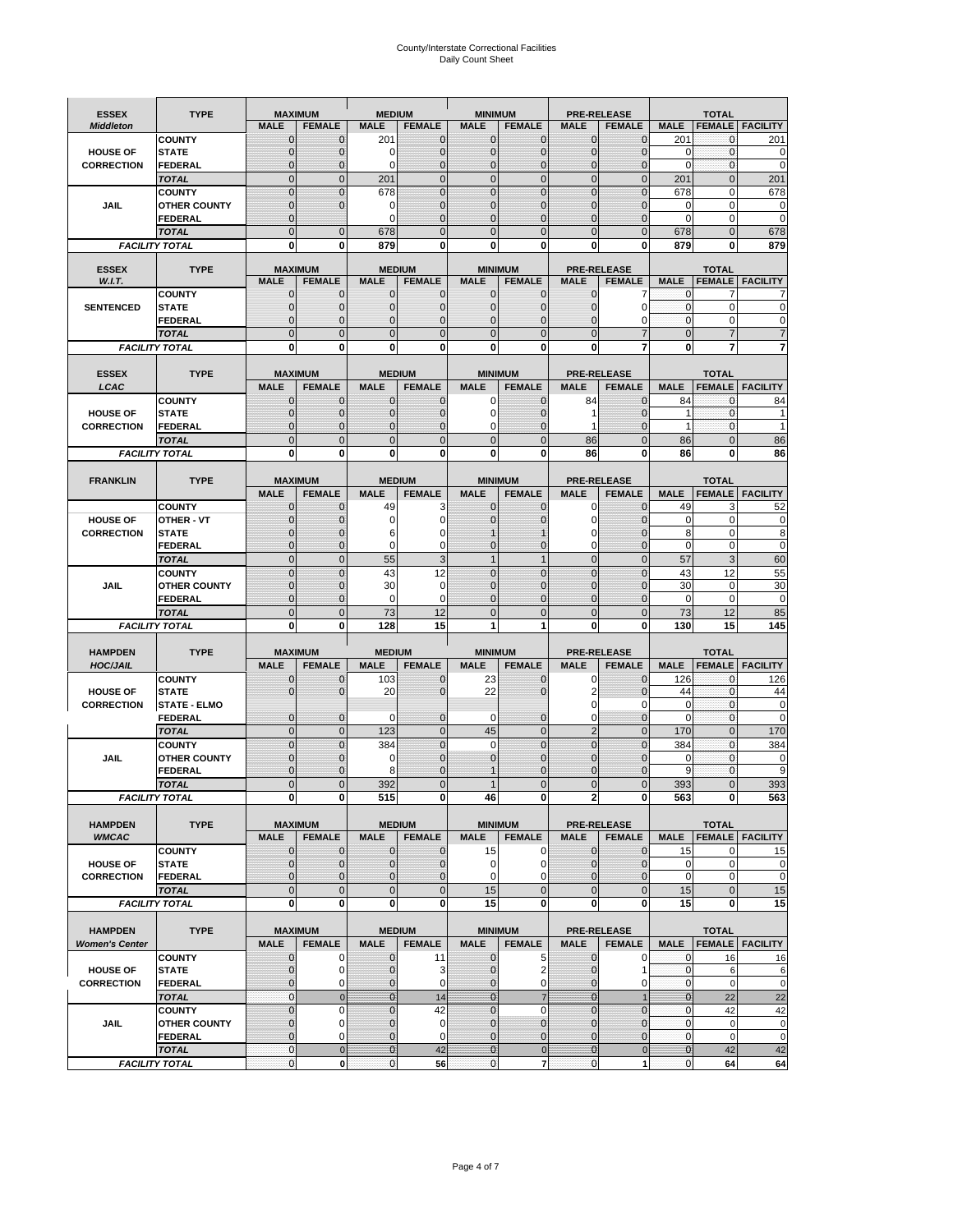# County/Interstate Correctional Facilities
## Daily Count Sheet

| ESSEX *Middleton* | TYPE | MAXIMUM MALE | MAXIMUM FEMALE | MEDIUM MALE | MEDIUM FEMALE | MINIMUM MALE | MINIMUM FEMALE | PRE-RELEASE MALE | PRE-RELEASE FEMALE | TOTAL MALE | TOTAL FEMALE | TOTAL FACILITY |
|---|---|---|---|---|---|---|---|---|---|---|---|---|
| | COUNTY | 0 | 0 | 201 | 0 | 0 | 0 | 0 | 0 | 201 | 0 | 201 |
| HOUSE OF | STATE | 0 | 0 | 0 | 0 | 0 | 0 | 0 | 0 | 0 | 0 | 0 |
| CORRECTION | FEDERAL | 0 | 0 | 0 | 0 | 0 | 0 | 0 | 0 | 0 | 0 | 0 |
| | TOTAL | 0 | 0 | 201 | 0 | 0 | 0 | 0 | 0 | 201 | 0 | 201 |
| | COUNTY | 0 | 0 | 678 | 0 | 0 | 0 | 0 | 0 | 678 | 0 | 678 |
| JAIL | OTHER COUNTY | 0 | 0 | 0 | 0 | 0 | 0 | 0 | 0 | 0 | 0 | 0 |
| | FEDERAL | 0 | | 0 | 0 | 0 | 0 | 0 | 0 | 0 | 0 | 0 |
| | TOTAL | 0 | 0 | 678 | 0 | 0 | 0 | 0 | 0 | 678 | 0 | 678 |
| FACILITY TOTAL | | 0 | 0 | 879 | 0 | 0 | 0 | 0 | 0 | 879 | 0 | 879 |

| ESSEX *W.I.T.* | TYPE | MAXIMUM MALE | MAXIMUM FEMALE | MEDIUM MALE | MEDIUM FEMALE | MINIMUM MALE | MINIMUM FEMALE | PRE-RELEASE MALE | PRE-RELEASE FEMALE | TOTAL MALE | TOTAL FEMALE | TOTAL FACILITY |
|---|---|---|---|---|---|---|---|---|---|---|---|---|
| | COUNTY | 0 | 0 | 0 | 0 | 0 | 0 | 0 | 7 | 0 | 7 | 7 |
| SENTENCED | STATE | 0 | 0 | 0 | 0 | 0 | 0 | 0 | 0 | 0 | 0 | 0 |
| | FEDERAL | 0 | 0 | 0 | 0 | 0 | 0 | 0 | 0 | 0 | 0 | 0 |
| | TOTAL | 0 | 0 | 0 | 0 | 0 | 0 | 0 | 7 | 0 | 7 | 7 |
| FACILITY TOTAL | | 0 | 0 | 0 | 0 | 0 | 0 | 0 | 7 | 0 | 7 | 7 |

| ESSEX *LCAC* | TYPE | MAXIMUM MALE | MAXIMUM FEMALE | MEDIUM MALE | MEDIUM FEMALE | MINIMUM MALE | MINIMUM FEMALE | PRE-RELEASE MALE | PRE-RELEASE FEMALE | TOTAL MALE | TOTAL FEMALE | TOTAL FACILITY |
|---|---|---|---|---|---|---|---|---|---|---|---|---|
| | COUNTY | 0 | 0 | 0 | 0 | 0 | 0 | 84 | 0 | 84 | 0 | 84 |
| HOUSE OF | STATE | 0 | 0 | 0 | 0 | 0 | 0 | 1 | 0 | 1 | 0 | 1 |
| CORRECTION | FEDERAL | 0 | 0 | 0 | 0 | 0 | 0 | 1 | 0 | 1 | 0 | 1 |
| | TOTAL | 0 | 0 | 0 | 0 | 0 | 0 | 86 | 0 | 86 | 0 | 86 |
| FACILITY TOTAL | | 0 | 0 | 0 | 0 | 0 | 0 | 86 | 0 | 86 | 0 | 86 |

| FRANKLIN | TYPE | MAXIMUM MALE | MAXIMUM FEMALE | MEDIUM MALE | MEDIUM FEMALE | MINIMUM MALE | MINIMUM FEMALE | PRE-RELEASE MALE | PRE-RELEASE FEMALE | TOTAL MALE | TOTAL FEMALE | TOTAL FACILITY |
|---|---|---|---|---|---|---|---|---|---|---|---|---|
| | COUNTY | 0 | 0 | 49 | 3 | 0 | 0 | 0 | 0 | 49 | 3 | 52 |
| HOUSE OF | OTHER - VT | 0 | 0 | 0 | 0 | 0 | 0 | 0 | 0 | 0 | 0 | 0 |
| CORRECTION | STATE | 0 | 0 | 6 | 0 | 1 | 1 | 0 | 0 | 8 | 0 | 8 |
| | FEDERAL | 0 | 0 | 0 | 0 | 0 | 0 | 0 | 0 | 0 | 0 | 0 |
| | TOTAL | 0 | 0 | 55 | 3 | 1 | 1 | 0 | 0 | 57 | 3 | 60 |
| | COUNTY | 0 | 0 | 43 | 12 | 0 | 0 | 0 | 0 | 43 | 12 | 55 |
| JAIL | OTHER COUNTY | 0 | 0 | 30 | 0 | 0 | 0 | 0 | 0 | 30 | 0 | 30 |
| | FEDERAL | 0 | 0 | 0 | 0 | 0 | 0 | 0 | 0 | 0 | 0 | 0 |
| | TOTAL | 0 | 0 | 73 | 12 | 0 | 0 | 0 | 0 | 73 | 12 | 85 |
| FACILITY TOTAL | | 0 | 0 | 128 | 15 | 1 | 1 | 0 | 0 | 130 | 15 | 145 |

| HAMPDEN *HOC/JAIL* | TYPE | MAXIMUM MALE | MAXIMUM FEMALE | MEDIUM MALE | MEDIUM FEMALE | MINIMUM MALE | MINIMUM FEMALE | PRE-RELEASE MALE | PRE-RELEASE FEMALE | TOTAL MALE | TOTAL FEMALE | TOTAL FACILITY |
|---|---|---|---|---|---|---|---|---|---|---|---|---|
| | COUNTY | 0 | 0 | 103 | 0 | 23 | 0 | 0 | 0 | 126 | 0 | 126 |
| HOUSE OF | STATE | 0 | 0 | 20 | 0 | 22 | 0 | 2 | 0 | 44 | 0 | 44 |
| CORRECTION | STATE - ELMO | | | | | | | 0 | 0 | 0 | 0 | 0 |
| | FEDERAL | 0 | 0 | 0 | 0 | 0 | 0 | 0 | 0 | 0 | 0 | 0 |
| | TOTAL | 0 | 0 | 123 | 0 | 45 | 0 | 2 | 0 | 170 | 0 | 170 |
| | COUNTY | 0 | 0 | 384 | 0 | 0 | 0 | 0 | 0 | 384 | 0 | 384 |
| JAIL | OTHER COUNTY | 0 | 0 | 0 | 0 | 0 | 0 | 0 | 0 | 0 | 0 | 0 |
| | FEDERAL | 0 | 0 | 8 | 0 | 1 | 0 | 0 | 0 | 9 | 0 | 9 |
| | TOTAL | 0 | 0 | 392 | 0 | 1 | 0 | 0 | 0 | 393 | 0 | 393 |
| FACILITY TOTAL | | 0 | 0 | 515 | 0 | 46 | 0 | 2 | 0 | 563 | 0 | 563 |

| HAMPDEN *WMCAC* | TYPE | MAXIMUM MALE | MAXIMUM FEMALE | MEDIUM MALE | MEDIUM FEMALE | MINIMUM MALE | MINIMUM FEMALE | PRE-RELEASE MALE | PRE-RELEASE FEMALE | TOTAL MALE | TOTAL FEMALE | TOTAL FACILITY |
|---|---|---|---|---|---|---|---|---|---|---|---|---|
| | COUNTY | 0 | 0 | 0 | 0 | 15 | 0 | 0 | 0 | 15 | 0 | 15 |
| HOUSE OF | STATE | 0 | 0 | 0 | 0 | 0 | 0 | 0 | 0 | 0 | 0 | 0 |
| CORRECTION | FEDERAL | 0 | 0 | 0 | 0 | 0 | 0 | 0 | 0 | 0 | 0 | 0 |
| | TOTAL | 0 | 0 | 0 | 0 | 15 | 0 | 0 | 0 | 15 | 0 | 15 |
| FACILITY TOTAL | | 0 | 0 | 0 | 0 | 15 | 0 | 0 | 0 | 15 | 0 | 15 |

| HAMPDEN *Women's Center* | TYPE | MAXIMUM MALE | MAXIMUM FEMALE | MEDIUM MALE | MEDIUM FEMALE | MINIMUM MALE | MINIMUM FEMALE | PRE-RELEASE MALE | PRE-RELEASE FEMALE | TOTAL MALE | TOTAL FEMALE | TOTAL FACILITY |
|---|---|---|---|---|---|---|---|---|---|---|---|---|
| | COUNTY | 0 | 0 | 0 | 11 | 0 | 5 | 0 | 0 | 0 | 16 | 16 |
| HOUSE OF | STATE | 0 | 0 | 0 | 3 | 0 | 2 | 0 | 1 | 0 | 6 | 6 |
| CORRECTION | FEDERAL | 0 | 0 | 0 | 0 | 0 | 0 | 0 | 0 | 0 | 0 | 0 |
| | TOTAL | 0 | 0 | 0 | 14 | 0 | 7 | 0 | 1 | 0 | 22 | 22 |
| | COUNTY | 0 | 0 | 0 | 42 | 0 | 0 | 0 | 0 | 0 | 42 | 42 |
| JAIL | OTHER COUNTY | 0 | 0 | 0 | 0 | 0 | 0 | 0 | 0 | 0 | 0 | 0 |
| | FEDERAL | 0 | 0 | 0 | 0 | 0 | 0 | 0 | 0 | 0 | 0 | 0 |
| | TOTAL | 0 | 0 | 0 | 42 | 0 | 0 | 0 | 0 | 0 | 42 | 42 |
| FACILITY TOTAL | | 0 | 0 | 0 | 56 | 0 | 7 | 0 | 1 | 0 | 64 | 64 |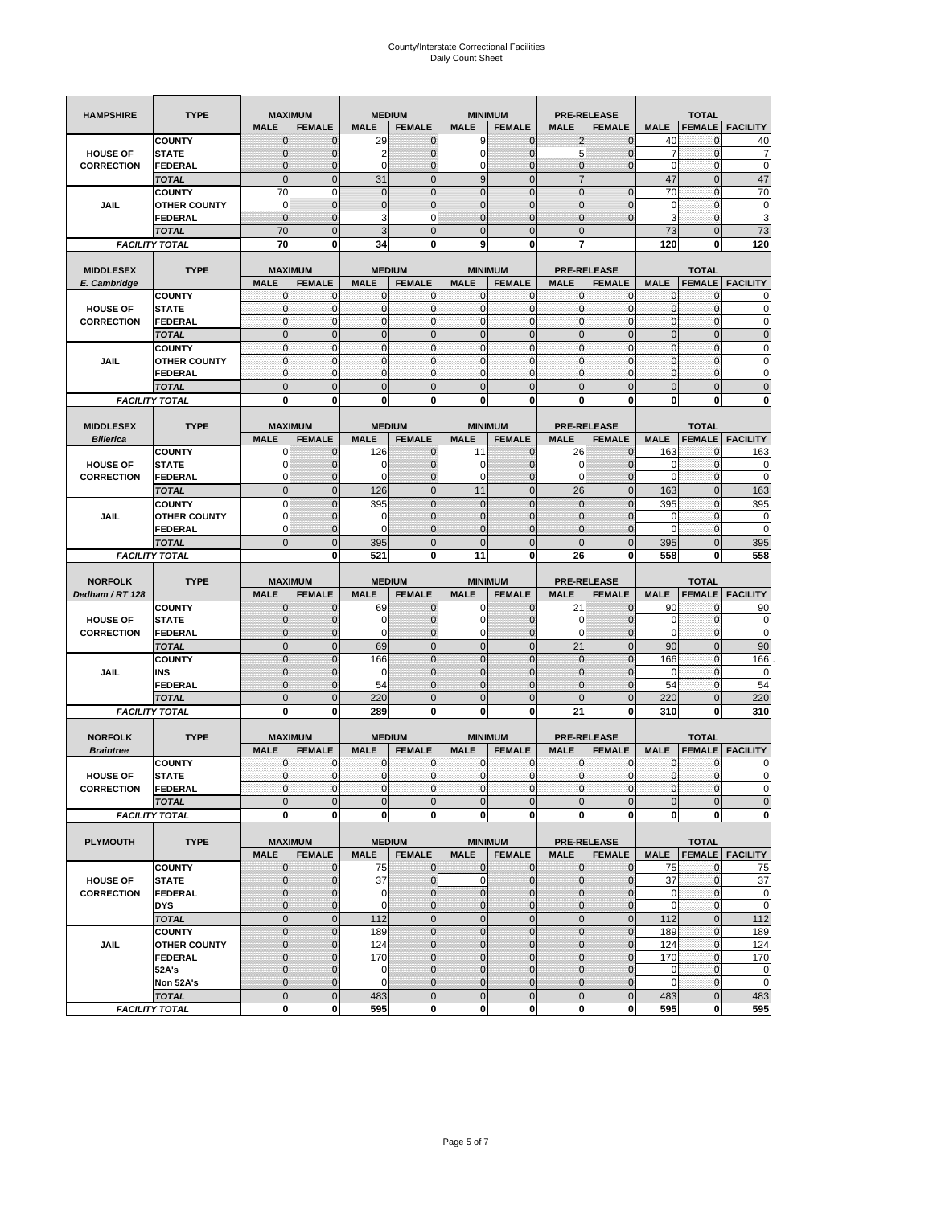# County/Interstate Correctional Facilities
Daily Count Sheet

| HAMPSHIRE | TYPE | MAXIMUM | | MEDIUM | | MINIMUM | | PRE-RELEASE | | TOTAL | | |
|---|---|---|---|---|---|---|---|---|---|---|---|---|
| | | MALE | FEMALE | MALE | FEMALE | MALE | FEMALE | MALE | FEMALE | MALE | FEMALE | FACILITY |
| HOUSE OF CORRECTION | COUNTY | 0 | 0 | 29 | 0 | 9 | 0 | 2 | 0 | 40 | 0 | 40 |
| | STATE | 0 | 0 | 2 | 0 | 0 | 0 | 5 | 0 | 7 | 0 | 7 |
| | FEDERAL | 0 | 0 | 0 | 0 | 0 | 0 | 0 | 0 | 0 | 0 | 0 |
| | TOTAL | 0 | 0 | 31 | 0 | 9 | 0 | 7 | | 47 | 0 | 47 |
| JAIL | COUNTY | 70 | 0 | 0 | 0 | 0 | 0 | 0 | 0 | 70 | 0 | 70 |
| | OTHER COUNTY | 0 | 0 | 0 | 0 | 0 | 0 | 0 | 0 | 0 | 0 | 0 |
| | FEDERAL | 0 | 0 | 3 | 0 | 0 | 0 | 0 | 0 | 3 | 0 | 3 |
| | TOTAL | 70 | 0 | 3 | 0 | 0 | 0 | 0 | | 73 | 0 | 73 |
| FACILITY TOTAL | | 70 | 0 | 34 | 0 | 9 | 0 | 7 | | 120 | 0 | 120 |

| MIDDLESEX E. Cambridge | TYPE | MAXIMUM | | MEDIUM | | MINIMUM | | PRE-RELEASE | | TOTAL | | |
|---|---|---|---|---|---|---|---|---|---|---|---|---|
| | | MALE | FEMALE | MALE | FEMALE | MALE | FEMALE | MALE | FEMALE | MALE | FEMALE | FACILITY |
| HOUSE OF CORRECTION | COUNTY | 0 | 0 | 0 | 0 | 0 | 0 | 0 | 0 | 0 | 0 | 0 |
| | STATE | 0 | 0 | 0 | 0 | 0 | 0 | 0 | 0 | 0 | 0 | 0 |
| | FEDERAL | 0 | 0 | 0 | 0 | 0 | 0 | 0 | 0 | 0 | 0 | 0 |
| | TOTAL | 0 | 0 | 0 | 0 | 0 | 0 | 0 | 0 | 0 | 0 | 0 |
| JAIL | COUNTY | 0 | 0 | 0 | 0 | 0 | 0 | 0 | 0 | 0 | 0 | 0 |
| | OTHER COUNTY | 0 | 0 | 0 | 0 | 0 | 0 | 0 | 0 | 0 | 0 | 0 |
| | FEDERAL | 0 | 0 | 0 | 0 | 0 | 0 | 0 | 0 | 0 | 0 | 0 |
| | TOTAL | 0 | 0 | 0 | 0 | 0 | 0 | 0 | 0 | 0 | 0 | 0 |
| FACILITY TOTAL | | 0 | 0 | 0 | 0 | 0 | 0 | 0 | 0 | 0 | 0 | 0 |

| MIDDLESEX Billerica | TYPE | MAXIMUM | | MEDIUM | | MINIMUM | | PRE-RELEASE | | TOTAL | | |
|---|---|---|---|---|---|---|---|---|---|---|---|---|
| | | MALE | FEMALE | MALE | FEMALE | MALE | FEMALE | MALE | FEMALE | MALE | FEMALE | FACILITY |
| HOUSE OF CORRECTION | COUNTY | 0 | 0 | 126 | 0 | 11 | 0 | 26 | 0 | 163 | 0 | 163 |
| | STATE | 0 | 0 | 0 | 0 | 0 | 0 | 0 | 0 | 0 | 0 | 0 |
| | FEDERAL | 0 | 0 | 0 | 0 | 0 | 0 | 0 | 0 | 0 | 0 | 0 |
| | TOTAL | 0 | 0 | 126 | 0 | 11 | 0 | 26 | 0 | 163 | 0 | 163 |
| JAIL | COUNTY | 0 | 0 | 395 | 0 | 0 | 0 | 0 | 0 | 395 | 0 | 395 |
| | OTHER COUNTY | 0 | 0 | 0 | 0 | 0 | 0 | 0 | 0 | 0 | 0 | 0 |
| | FEDERAL | 0 | 0 | 0 | 0 | 0 | 0 | 0 | 0 | 0 | 0 | 0 |
| | TOTAL | 0 | 0 | 395 | 0 | 0 | 0 | 0 | 0 | 395 | 0 | 395 |
| FACILITY TOTAL | | | 0 | 521 | 0 | 11 | 0 | 26 | 0 | 558 | 0 | 558 |

| NORFOLK Dedham / RT 128 | TYPE | MAXIMUM | | MEDIUM | | MINIMUM | | PRE-RELEASE | | TOTAL | | |
|---|---|---|---|---|---|---|---|---|---|---|---|---|
| | | MALE | FEMALE | MALE | FEMALE | MALE | FEMALE | MALE | FEMALE | MALE | FEMALE | FACILITY |
| HOUSE OF CORRECTION | COUNTY | 0 | 0 | 69 | 0 | 0 | 0 | 21 | 0 | 90 | 0 | 90 |
| | STATE | 0 | 0 | 0 | 0 | 0 | 0 | 0 | 0 | 0 | 0 | 0 |
| | FEDERAL | 0 | 0 | 0 | 0 | 0 | 0 | 0 | 0 | 0 | 0 | 0 |
| | TOTAL | 0 | 0 | 69 | 0 | 0 | 0 | 21 | 0 | 90 | 0 | 90 |
| JAIL | COUNTY | 0 | 0 | 166 | 0 | 0 | 0 | 0 | 0 | 166 | 0 | 166 |
| | INS | 0 | 0 | 0 | 0 | 0 | 0 | 0 | 0 | 0 | 0 | 0 |
| | FEDERAL | 0 | 0 | 54 | 0 | 0 | 0 | 0 | 0 | 54 | 0 | 54 |
| | TOTAL | 0 | 0 | 220 | 0 | 0 | 0 | 0 | 0 | 220 | 0 | 220 |
| FACILITY TOTAL | | 0 | 0 | 289 | 0 | 0 | 0 | 21 | 0 | 310 | 0 | 310 |

| NORFOLK Braintree | TYPE | MAXIMUM | | MEDIUM | | MINIMUM | | PRE-RELEASE | | TOTAL | | |
|---|---|---|---|---|---|---|---|---|---|---|---|---|
| | | MALE | FEMALE | MALE | FEMALE | MALE | FEMALE | MALE | FEMALE | MALE | FEMALE | FACILITY |
| HOUSE OF CORRECTION | COUNTY | 0 | 0 | 0 | 0 | 0 | 0 | 0 | 0 | 0 | 0 | 0 |
| | STATE | 0 | 0 | 0 | 0 | 0 | 0 | 0 | 0 | 0 | 0 | 0 |
| | FEDERAL | 0 | 0 | 0 | 0 | 0 | 0 | 0 | 0 | 0 | 0 | 0 |
| | TOTAL | 0 | 0 | 0 | 0 | 0 | 0 | 0 | 0 | 0 | 0 | 0 |
| FACILITY TOTAL | | 0 | 0 | 0 | 0 | 0 | 0 | 0 | 0 | 0 | 0 | 0 |

| PLYMOUTH | TYPE | MAXIMUM | | MEDIUM | | MINIMUM | | PRE-RELEASE | | TOTAL | | |
|---|---|---|---|---|---|---|---|---|---|---|---|---|
| | | MALE | FEMALE | MALE | FEMALE | MALE | FEMALE | MALE | FEMALE | MALE | FEMALE | FACILITY |
| HOUSE OF CORRECTION | COUNTY | 0 | 0 | 75 | 0 | 0 | 0 | 0 | 0 | 75 | 0 | 75 |
| | STATE | 0 | 0 | 37 | 0 | 0 | 0 | 0 | 0 | 37 | 0 | 37 |
| | FEDERAL | 0 | 0 | 0 | 0 | 0 | 0 | 0 | 0 | 0 | 0 | 0 |
| | DYS | 0 | 0 | 0 | 0 | 0 | 0 | 0 | 0 | 0 | 0 | 0 |
| | TOTAL | 0 | 0 | 112 | 0 | 0 | 0 | 0 | 0 | 112 | 0 | 112 |
| JAIL | COUNTY | 0 | 0 | 189 | 0 | 0 | 0 | 0 | 0 | 189 | 0 | 189 |
| | OTHER COUNTY | 0 | 0 | 124 | 0 | 0 | 0 | 0 | 0 | 124 | 0 | 124 |
| | FEDERAL | 0 | 0 | 170 | 0 | 0 | 0 | 0 | 0 | 170 | 0 | 170 |
| | 52A's | 0 | 0 | 0 | 0 | 0 | 0 | 0 | 0 | 0 | 0 | 0 |
| | Non 52A's | 0 | 0 | 0 | 0 | 0 | 0 | 0 | 0 | 0 | 0 | 0 |
| | TOTAL | 0 | 0 | 483 | 0 | 0 | 0 | 0 | 0 | 483 | 0 | 483 |
| FACILITY TOTAL | | 0 | 0 | 595 | 0 | 0 | 0 | 0 | 0 | 595 | 0 | 595 |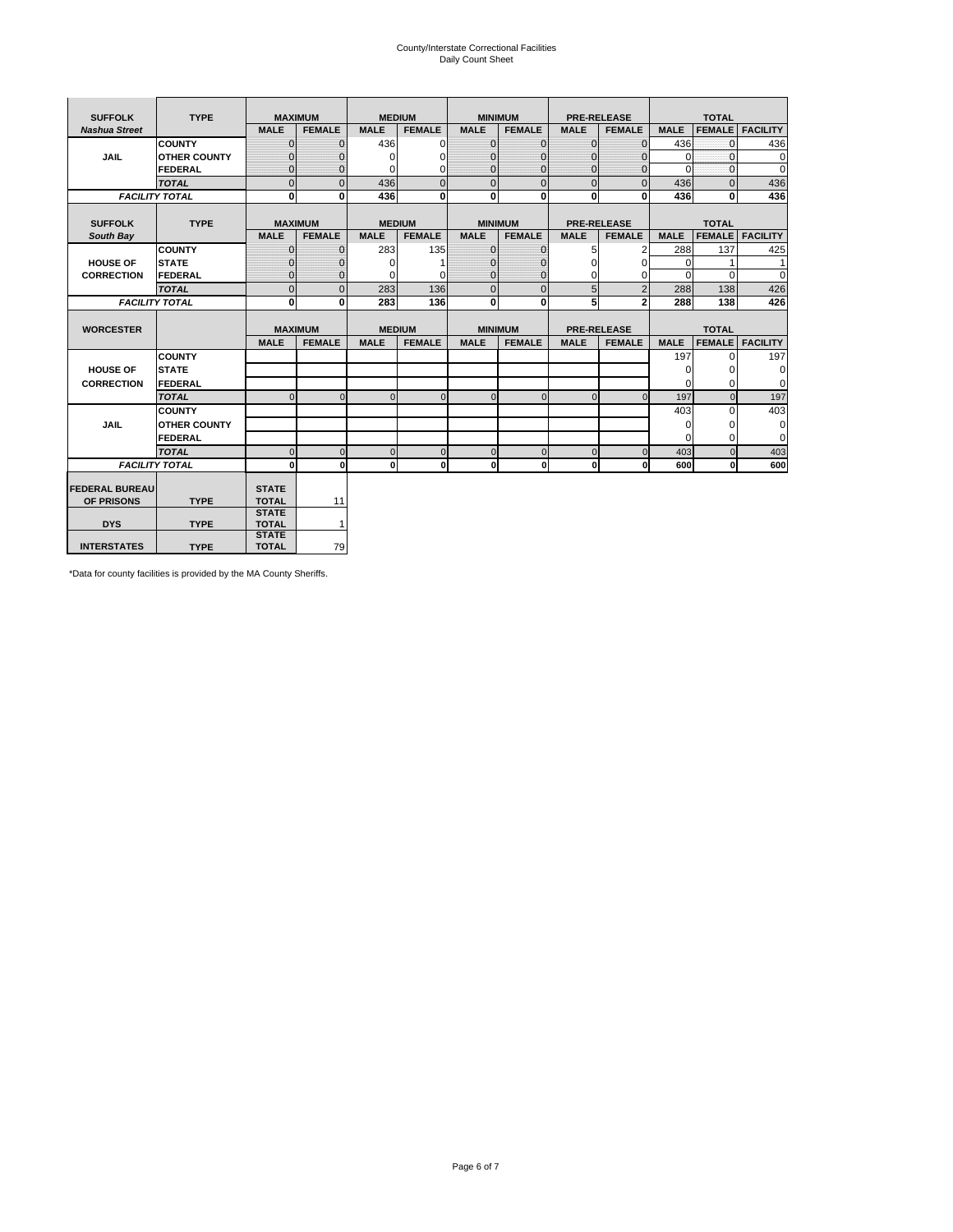# County/Interstate Correctional Facilities
## Daily Count Sheet

| SUFFOLK | TYPE | MAXIMUM | | MEDIUM | | MINIMUM | | PRE-RELEASE | | TOTAL | | |
|---|---|---|---|---|---|---|---|---|---|---|---|---|
| *Nashua Street* | | MALE | FEMALE | MALE | FEMALE | MALE | FEMALE | MALE | FEMALE | MALE | FEMALE | FACILITY |
| JAIL | COUNTY | 0 | 0 | 436 | 0 | 0 | 0 | 0 | 0 | 436 | 0 | 436 |
| | OTHER COUNTY | 0 | 0 | 0 | 0 | 0 | 0 | 0 | 0 | 0 | 0 | 0 |
| | FEDERAL | 0 | 0 | 0 | 0 | 0 | 0 | 0 | 0 | 0 | 0 | 0 |
| | *TOTAL* | 0 | 0 | 436 | 0 | 0 | 0 | 0 | 0 | 436 | 0 | 436 |
| *FACILITY TOTAL* | | **0** | **0** | **436** | **0** | **0** | **0** | **0** | **0** | **436** | **0** | **436** |

| SUFFOLK | TYPE | MAXIMUM | | MEDIUM | | MINIMUM | | PRE-RELEASE | | TOTAL | | |
|---|---|---|---|---|---|---|---|---|---|---|---|---|
| *South Bay* | | MALE | FEMALE | MALE | FEMALE | MALE | FEMALE | MALE | FEMALE | MALE | FEMALE | FACILITY |
| HOUSE OF CORRECTION | COUNTY | 0 | 0 | 283 | 135 | 0 | 0 | 5 | 2 | 288 | 137 | 425 |
| | STATE | 0 | 0 | 0 | 1 | 0 | 0 | 0 | 0 | 0 | 1 | 1 |
| | FEDERAL | 0 | 0 | 0 | 0 | 0 | 0 | 0 | 0 | 0 | 0 | 0 |
| | *TOTAL* | 0 | 0 | 283 | 136 | 0 | 0 | 5 | 2 | 288 | 138 | 426 |
| *FACILITY TOTAL* | | **0** | **0** | **283** | **136** | **0** | **0** | **5** | **2** | **288** | **138** | **426** |

| WORCESTER | | MAXIMUM | | MEDIUM | | MINIMUM | | PRE-RELEASE | | TOTAL | | |
|---|---|---|---|---|---|---|---|---|---|---|---|---|
| | | MALE | FEMALE | MALE | FEMALE | MALE | FEMALE | MALE | FEMALE | MALE | FEMALE | FACILITY |
| HOUSE OF CORRECTION | COUNTY | | | | | | | | | 197 | 0 | 197 |
| | STATE | | | | | | | | | 0 | 0 | 0 |
| | FEDERAL | | | | | | | | | 0 | 0 | 0 |
| | *TOTAL* | 0 | 0 | 0 | 0 | 0 | 0 | 0 | 0 | 197 | 0 | 197 |
| JAIL | COUNTY | | | | | | | | | 403 | 0 | 403 |
| | OTHER COUNTY | | | | | | | | | 0 | 0 | 0 |
| | FEDERAL | | | | | | | | | 0 | 0 | 0 |
| | *TOTAL* | 0 | 0 | 0 | 0 | 0 | 0 | 0 | 0 | 403 | 0 | 403 |
| *FACILITY TOTAL* | | **0** | **0** | **0** | **0** | **0** | **0** | **0** | **0** | **600** | **0** | **600** |

| | | | |
|---|---|---|---|
| FEDERAL BUREAU OF PRISONS | TYPE | STATE TOTAL | 11 |
| DYS | TYPE | STATE TOTAL | 1 |
| INTERSTATES | TYPE | STATE TOTAL | 79 |

*Data for county facilities is provided by the MA County Sheriffs.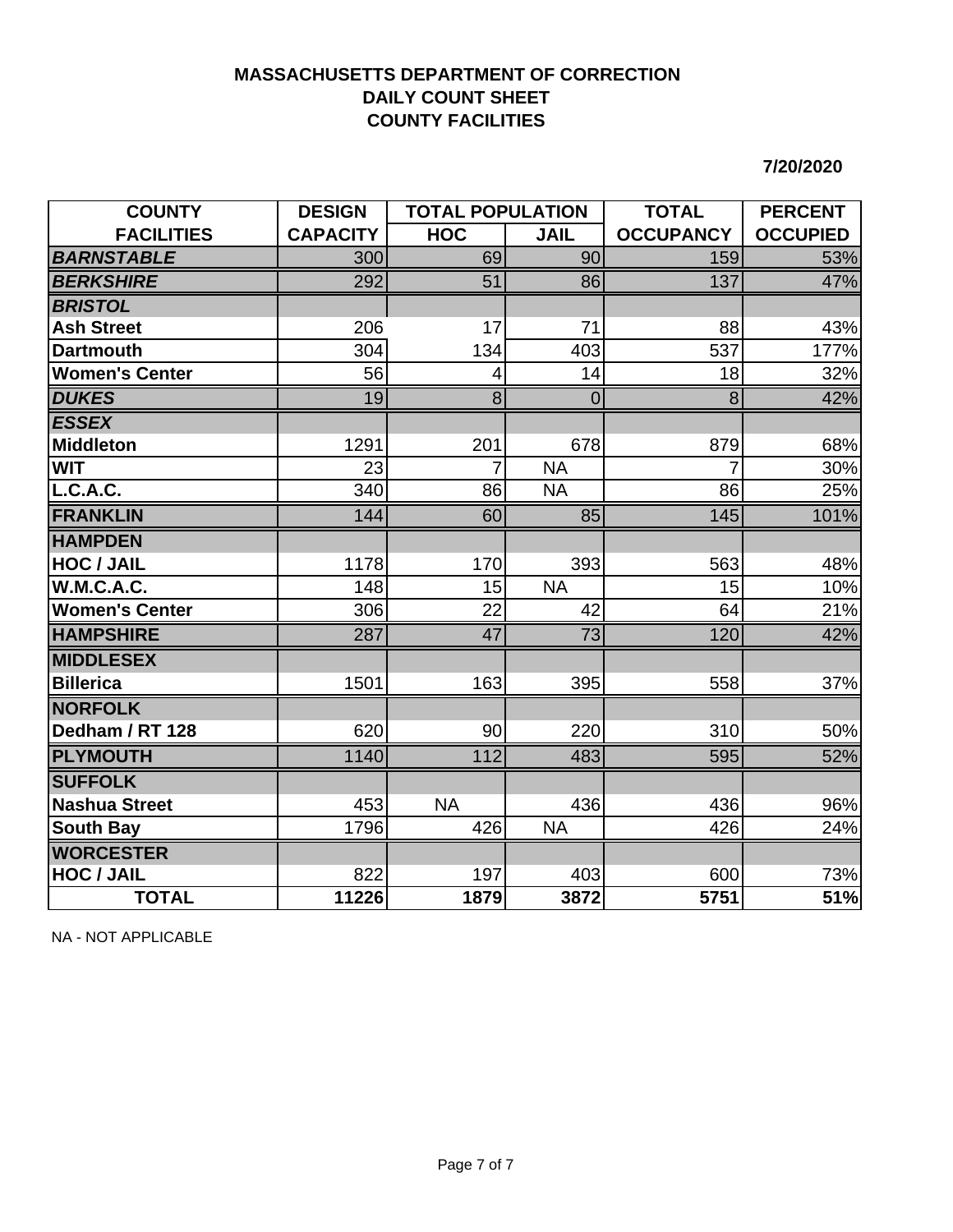# MASSACHUSETTS DEPARTMENT OF CORRECTION
## DAILY COUNT SHEET
## COUNTY FACILITIES

**7/20/2020**

| COUNTY FACILITIES | DESIGN CAPACITY | TOTAL POPULATION | | TOTAL OCCUPANCY | PERCENT OCCUPIED |
|---|---|---|---|---|---|
| | | HOC | JAIL | | |
| ***BARNSTABLE*** | 300 | 69 | 90 | 159 | 53% |
| ***BERKSHIRE*** | 292 | 51 | 86 | 137 | 47% |
| ***BRISTOL*** | | | | | |
| **Ash Street** | 206 | 17 | 71 | 88 | 43% |
| **Dartmouth** | 304 | 134 | 403 | 537 | 177% |
| **Women's Center** | 56 | 4 | 14 | 18 | 32% |
| ***DUKES*** | 19 | 8 | 0 | 8 | 42% |
| ***ESSEX*** | | | | | |
| **Middleton** | 1291 | 201 | 678 | 879 | 68% |
| **WIT** | 23 | 7 | NA | 7 | 30% |
| **L.C.A.C.** | 340 | 86 | NA | 86 | 25% |
| **FRANKLIN** | 144 | 60 | 85 | 145 | 101% |
| **HAMPDEN** | | | | | |
| **HOC / JAIL** | 1178 | 170 | 393 | 563 | 48% |
| **W.M.C.A.C.** | 148 | 15 | NA | 15 | 10% |
| **Women's Center** | 306 | 22 | 42 | 64 | 21% |
| **HAMPSHIRE** | 287 | 47 | 73 | 120 | 42% |
| **MIDDLESEX** | | | | | |
| **Billerica** | 1501 | 163 | 395 | 558 | 37% |
| **NORFOLK** | | | | | |
| **Dedham / RT 128** | 620 | 90 | 220 | 310 | 50% |
| **PLYMOUTH** | 1140 | 112 | 483 | 595 | 52% |
| **SUFFOLK** | | | | | |
| **Nashua Street** | 453 | NA | 436 | 436 | 96% |
| **South Bay** | 1796 | 426 | NA | 426 | 24% |
| **WORCESTER** | | | | | |
| **HOC / JAIL** | 822 | 197 | 403 | 600 | 73% |
| **TOTAL** | **11226** | **1879** | **3872** | **5751** | **51%** |

NA - NOT APPLICABLE